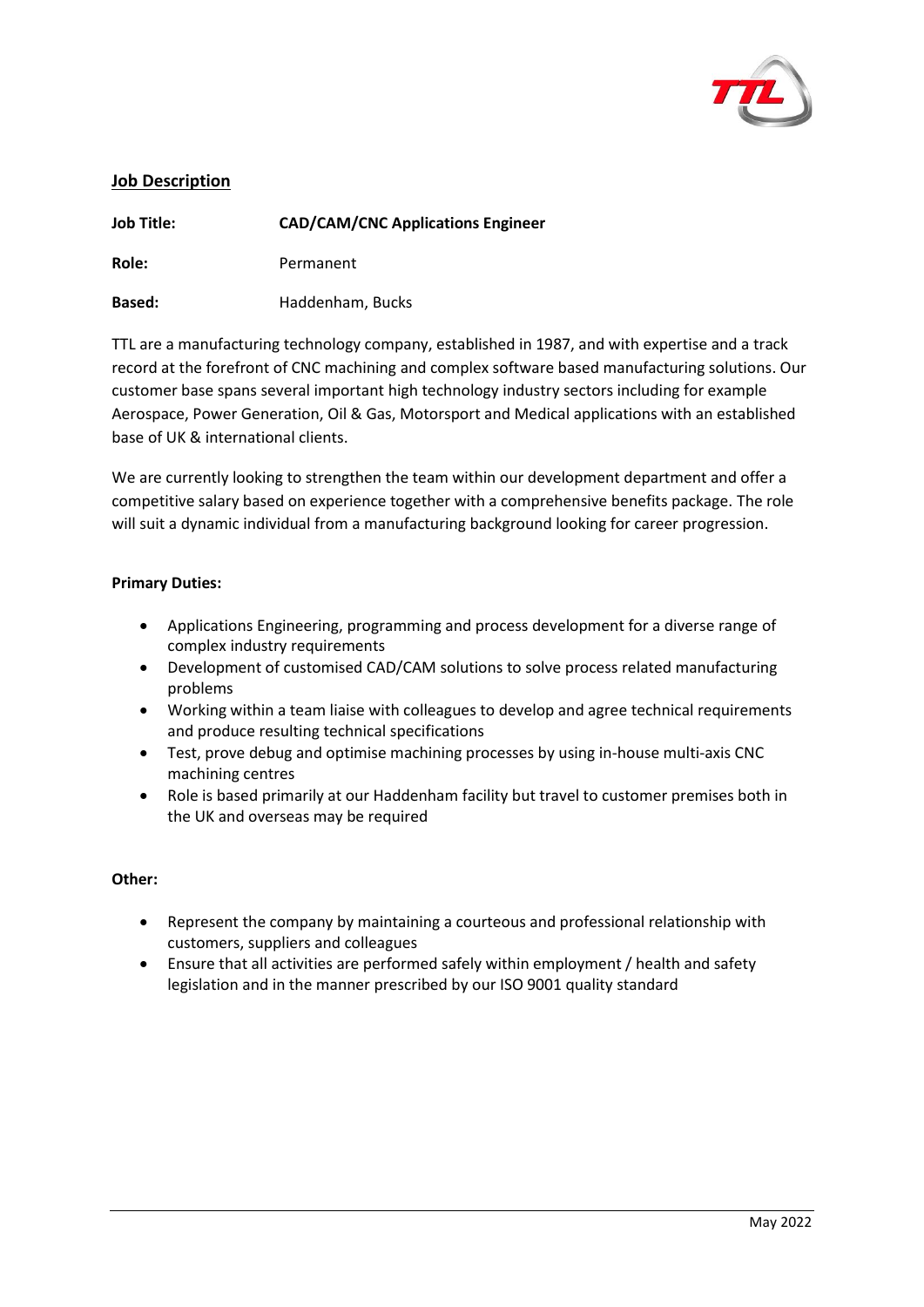## Job Description

**Job Title:** **CAD/CAM/CNC Applications Engineer**

**Role:** Permanent

**Based:** Haddenham, Bucks

TTL are a manufacturing technology company, established in 1987, and with expertise and a track record at the forefront of CNC machining and complex software based manufacturing solutions. Our customer base spans several important high technology industry sectors including for example Aerospace, Power Generation, Oil & Gas, Motorsport and Medical applications with an established base of UK & international clients.

We are currently looking to strengthen the team within our development department and offer a competitive salary based on experience together with a comprehensive benefits package. The role will suit a dynamic individual from a manufacturing background looking for career progression.

**Primary Duties:**

- Applications Engineering, programming and process development for a diverse range of complex industry requirements
- Development of customised CAD/CAM solutions to solve process related manufacturing problems
- Working within a team liaise with colleagues to develop and agree technical requirements and produce resulting technical specifications
- Test, prove debug and optimise machining processes by using in-house multi-axis CNC machining centres
- Role is based primarily at our Haddenham facility but travel to customer premises both in the UK and overseas may be required

**Other:**

- Represent the company by maintaining a courteous and professional relationship with customers, suppliers and colleagues
- Ensure that all activities are performed safely within employment / health and safety legislation and in the manner prescribed by our ISO 9001 quality standard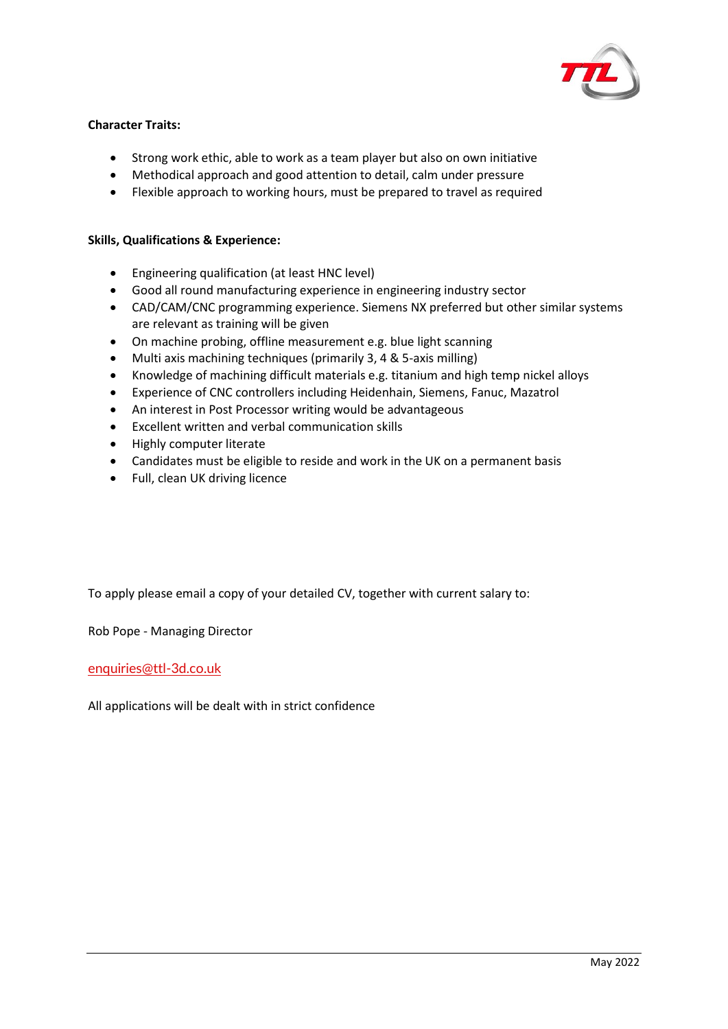**Character Traits:**

- Strong work ethic, able to work as a team player but also on own initiative
- Methodical approach and good attention to detail, calm under pressure
- Flexible approach to working hours, must be prepared to travel as required

**Skills, Qualifications & Experience:**

- Engineering qualification (at least HNC level)
- Good all round manufacturing experience in engineering industry sector
- CAD/CAM/CNC programming experience. Siemens NX preferred but other similar systems are relevant as training will be given
- On machine probing, offline measurement e.g. blue light scanning
- Multi axis machining techniques (primarily 3, 4 & 5-axis milling)
- Knowledge of machining difficult materials e.g. titanium and high temp nickel alloys
- Experience of CNC controllers including Heidenhain, Siemens, Fanuc, Mazatrol
- An interest in Post Processor writing would be advantageous
- Excellent written and verbal communication skills
- Highly computer literate
- Candidates must be eligible to reside and work in the UK on a permanent basis
- Full, clean UK driving licence

To apply please email a copy of your detailed CV, together with current salary to:

Rob Pope - Managing Director

enquiries@ttl-3d.co.uk

All applications will be dealt with in strict confidence